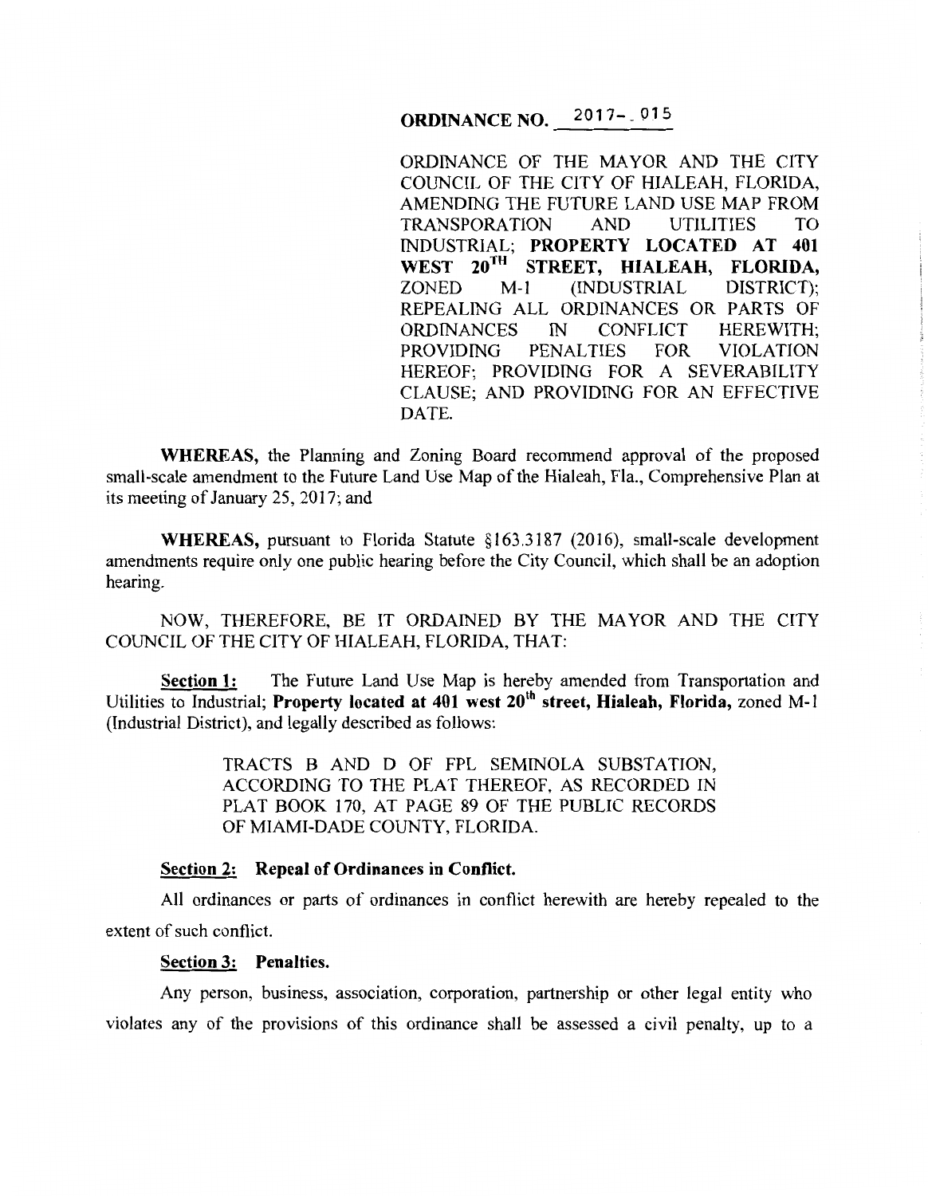# ORDINANCE NO. 2017-015

ORDINANCE OF THE MAYOR AND THE CITY COUNCIL OF THE CITY OF HIALEAH, FLORIDA, AMENDING THE FUTURE LAND USE MAP FROM TRANSPORATION AND UTILITIES TO INDUSTRIAL; **PROPERTY LOCATED AT 401 WEST 20TH STREET, HIALEAH, FLORIDA,** ZONED M-1 (INDUSTRIAL DISTRICT); REPEALING ALL ORDINANCES OR PARTS OF ORDINANCES IN CONFLICT HEREWITH; PROVIDING PENALTIES FOR VIOLATION HEREOF; PROVIDING FOR A SEVERABILITY CLAUSE; AND PROVIDING FOR AN EFFECTIVE DATE.

**WHEREAS,** the Planning and Zoning Board recommend approval of the proposed small-scale amendment to the Future Land Use Map of the Hialeah, Fla., Comprehensive Plan at its meeting of January 25, 2017; and

**WHEREAS,** pursuant to Florida Statute §163.3187 (2016), small-scale development amendments require only one public hearing before the City Council, which shall be an adoption hearing.

NOW, THEREFORE, BE IT ORDAINED BY THE MAYOR AND THE CITY COUNCIL OF THE CITY OF HIALEAH, FLORIDA, THAT:

**Section 1:** The Future Land Use Map is hereby amended from Transportation and Utilities to Industrial; **Property located at 401 west 20th street, Hialeah, Florida,** zoned M-1 (Industrial District), and legally described as follows:

> TRACTS B AND D OF FPL SEMINOLA SUBSTATION, ACCORDING TO THE PLAT THEREOF, AS RECORDED IN PLAT BOOK 170, AT PAGE 89 OF THE PUBLIC RECORDS OF MIAMI-DADE COUNTY, FLORIDA.

**Section 2: Repeal of Ordinances in Conflict.**

All ordinances or parts of ordinances in conflict herewith are hereby repealed to the extent of such conflict.

**Section 3: Penalties.**

Any person, business, association, corporation, partnership or other legal entity who violates any of the provisions of this ordinance shall be assessed a civil penalty, up to a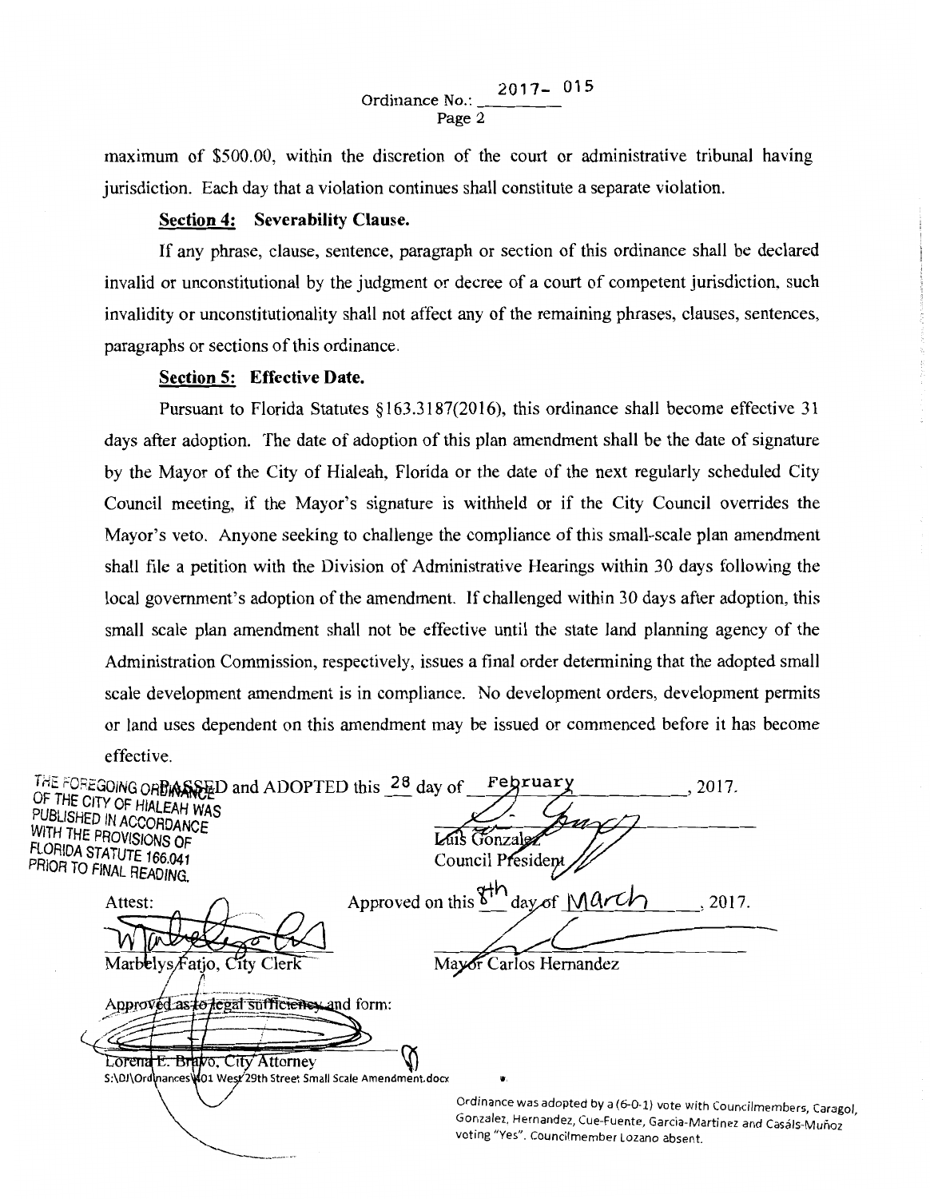maximum of $500.00, within the discretion of the court or administrative tribunal having jurisdiction. Each day that a violation continues shall constitute a separate violation.

**Section 4: Severability Clause.**

If any phrase, clause, sentence, paragraph or section of this ordinance shall be declared invalid or unconstitutional by the judgment or decree of a court of competent jurisdiction, such invalidity or unconstitutionality shall not affect any of the remaining phrases, clauses, sentences, paragraphs or sections of this ordinance.

**Section 5: Effective Date.**

Pursuant to Florida Statutes §163.3187(2016), this ordinance shall become effective 31 days after adoption. The date of adoption of this plan amendment shall be the date of signature by the Mayor of the City of Hialeah, Florida or the date of the next regularly scheduled City Council meeting, if the Mayor's signature is withheld or if the City Council overrides the Mayor's veto. Anyone seeking to challenge the compliance of this small-scale plan amendment shall file a petition with the Division of Administrative Hearings within 30 days following the local government's adoption of the amendment. If challenged within 30 days after adoption, this small scale plan amendment shall not be effective until the state land planning agency of the Administration Commission, respectively, issues a final order determining that the adopted small scale development amendment is in compliance. No development orders, development permits or land uses dependent on this amendment may be issued or commenced before it has become effective.

THE FOREGOING ORDINANCE OF THE CITY OF HIALEAH WAS PUBLISHED IN ACCORDANCE WITH THE PROVISIONS OF FLORIDA STATUTE 166.041 PRIOR TO FINAL READING.

PASSED and ADOPTED this 28 day of February, 2017.

Luis Gonzalez
Council President

Attest:

Approved on this 8th day of March, 2017.

Marbelys Fatjo, City Clerk

Mayor Carlos Hernandez

Approved as to legal sufficiency and form:

Lorena E. Bravo, City Attorney

S:\DJ\Ordinances\401 West 29th Street Small Scale Amendment.docx

Ordinance was adopted by a (6-0-1) vote with Councilmembers, Caragol, Gonzalez, Hernandez, Cue-Fuente, Garcia-Martinez and Casáls-Muñoz voting "Yes". Councilmember Lozano absent.